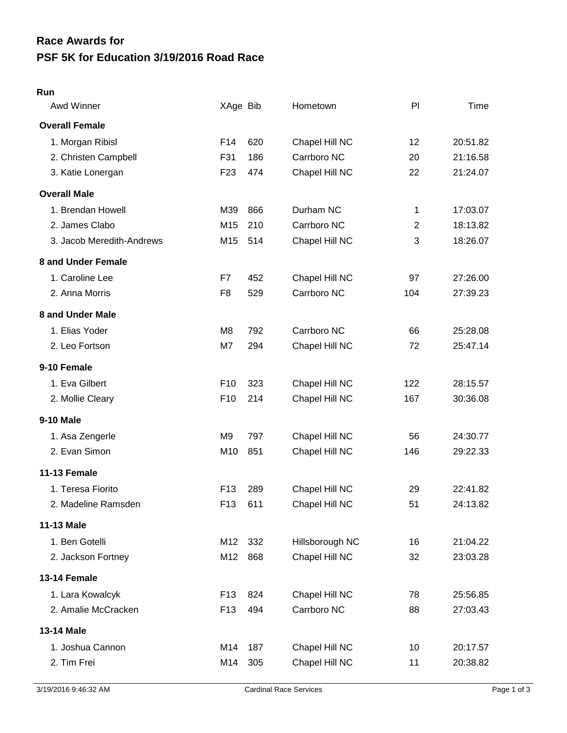# Race Awards for
# PSF 5K for Education 3/19/2016 Road Race

**Run**

| Awd Winner | XAge | Bib | Hometown | Pl | Time |
|---|---|---|---|---|---|
| **Overall Female** | | | | | |
| 1. Morgan Ribisl | F14 | 620 | Chapel Hill NC | 12 | 20:51.82 |
| 2. Christen Campbell | F31 | 186 | Carrboro NC | 20 | 21:16.58 |
| 3. Katie Lonergan | F23 | 474 | Chapel Hill NC | 22 | 21:24.07 |
| **Overall Male** | | | | | |
| 1. Brendan Howell | M39 | 866 | Durham NC | 1 | 17:03.07 |
| 2. James Clabo | M15 | 210 | Carrboro NC | 2 | 18:13.82 |
| 3. Jacob Meredith-Andrews | M15 | 514 | Chapel Hill NC | 3 | 18:26.07 |
| **8 and Under Female** | | | | | |
| 1. Caroline Lee | F7 | 452 | Chapel Hill NC | 97 | 27:26.00 |
| 2. Anna Morris | F8 | 529 | Carrboro NC | 104 | 27:39.23 |
| **8 and Under Male** | | | | | |
| 1. Elias Yoder | M8 | 792 | Carrboro NC | 66 | 25:28.08 |
| 2. Leo Fortson | M7 | 294 | Chapel Hill NC | 72 | 25:47.14 |
| **9-10 Female** | | | | | |
| 1. Eva Gilbert | F10 | 323 | Chapel Hill NC | 122 | 28:15.57 |
| 2. Mollie Cleary | F10 | 214 | Chapel Hill NC | 167 | 30:36.08 |
| **9-10 Male** | | | | | |
| 1. Asa Zengerle | M9 | 797 | Chapel Hill NC | 56 | 24:30.77 |
| 2. Evan Simon | M10 | 851 | Chapel Hill NC | 146 | 29:22.33 |
| **11-13 Female** | | | | | |
| 1. Teresa Fiorito | F13 | 289 | Chapel Hill NC | 29 | 22:41.82 |
| 2. Madeline Ramsden | F13 | 611 | Chapel Hill NC | 51 | 24:13.82 |
| **11-13 Male** | | | | | |
| 1. Ben Gotelli | M12 | 332 | Hillsborough NC | 16 | 21:04.22 |
| 2. Jackson Fortney | M12 | 868 | Chapel Hill NC | 32 | 23:03.28 |
| **13-14 Female** | | | | | |
| 1. Lara Kowalcyk | F13 | 824 | Chapel Hill NC | 78 | 25:56.85 |
| 2. Amalie McCracken | F13 | 494 | Carrboro NC | 88 | 27:03.43 |
| **13-14 Male** | | | | | |
| 1. Joshua Cannon | M14 | 187 | Chapel Hill NC | 10 | 20:17.57 |
| 2. Tim Frei | M14 | 305 | Chapel Hill NC | 11 | 20:38.82 |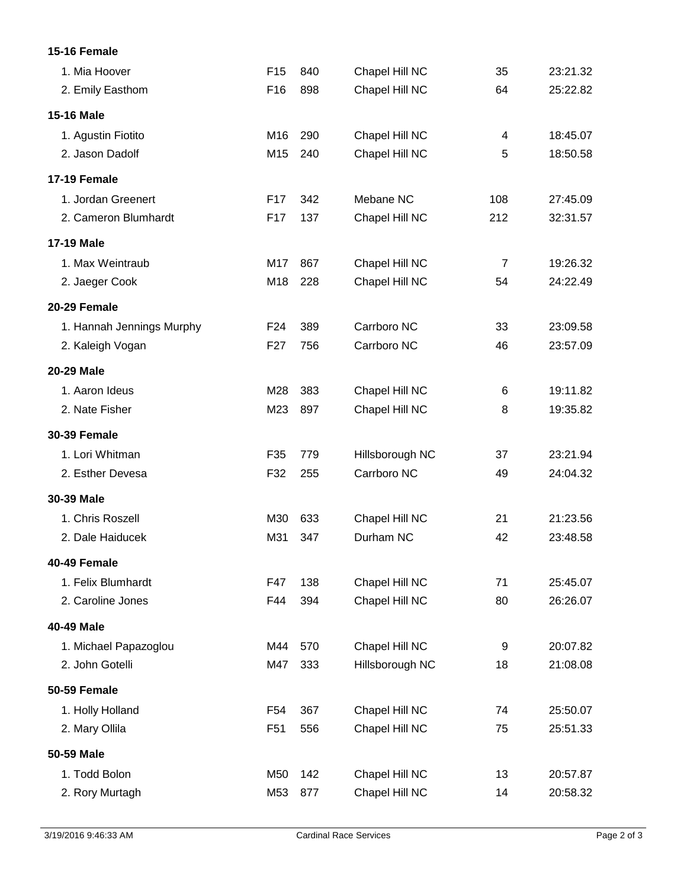**15-16 Female**

| | | | | | |
|---|---|---|---|---|---|
| 1. Mia Hoover | F15 | 840 | Chapel Hill NC | 35 | 23:21.32 |
| 2. Emily Easthom | F16 | 898 | Chapel Hill NC | 64 | 25:22.82 |

**15-16 Male**

| | | | | | |
|---|---|---|---|---|---|
| 1. Agustin Fiotito | M16 | 290 | Chapel Hill NC | 4 | 18:45.07 |
| 2. Jason Dadolf | M15 | 240 | Chapel Hill NC | 5 | 18:50.58 |

**17-19 Female**

| | | | | | |
|---|---|---|---|---|---|
| 1. Jordan Greenert | F17 | 342 | Mebane NC | 108 | 27:45.09 |
| 2. Cameron Blumhardt | F17 | 137 | Chapel Hill NC | 212 | 32:31.57 |

**17-19 Male**

| | | | | | |
|---|---|---|---|---|---|
| 1. Max Weintraub | M17 | 867 | Chapel Hill NC | 7 | 19:26.32 |
| 2. Jaeger Cook | M18 | 228 | Chapel Hill NC | 54 | 24:22.49 |

**20-29 Female**

| | | | | | |
|---|---|---|---|---|---|
| 1. Hannah Jennings Murphy | F24 | 389 | Carrboro NC | 33 | 23:09.58 |
| 2. Kaleigh Vogan | F27 | 756 | Carrboro NC | 46 | 23:57.09 |

**20-29 Male**

| | | | | | |
|---|---|---|---|---|---|
| 1. Aaron Ideus | M28 | 383 | Chapel Hill NC | 6 | 19:11.82 |
| 2. Nate Fisher | M23 | 897 | Chapel Hill NC | 8 | 19:35.82 |

**30-39 Female**

| | | | | | |
|---|---|---|---|---|---|
| 1. Lori Whitman | F35 | 779 | Hillsborough NC | 37 | 23:21.94 |
| 2. Esther Devesa | F32 | 255 | Carrboro NC | 49 | 24:04.32 |

**30-39 Male**

| | | | | | |
|---|---|---|---|---|---|
| 1. Chris Roszell | M30 | 633 | Chapel Hill NC | 21 | 21:23.56 |
| 2. Dale Haiducek | M31 | 347 | Durham NC | 42 | 23:48.58 |

**40-49 Female**

| | | | | | |
|---|---|---|---|---|---|
| 1. Felix Blumhardt | F47 | 138 | Chapel Hill NC | 71 | 25:45.07 |
| 2. Caroline Jones | F44 | 394 | Chapel Hill NC | 80 | 26:26.07 |

**40-49 Male**

| | | | | | |
|---|---|---|---|---|---|
| 1. Michael Papazoglou | M44 | 570 | Chapel Hill NC | 9 | 20:07.82 |
| 2. John Gotelli | M47 | 333 | Hillsborough NC | 18 | 21:08.08 |

**50-59 Female**

| | | | | | |
|---|---|---|---|---|---|
| 1. Holly Holland | F54 | 367 | Chapel Hill NC | 74 | 25:50.07 |
| 2. Mary Ollila | F51 | 556 | Chapel Hill NC | 75 | 25:51.33 |

**50-59 Male**

| | | | | | |
|---|---|---|---|---|---|
| 1. Todd Bolon | M50 | 142 | Chapel Hill NC | 13 | 20:57.87 |
| 2. Rory Murtagh | M53 | 877 | Chapel Hill NC | 14 | 20:58.32 |

3/19/2016 9:46:33 AM Cardinal Race Services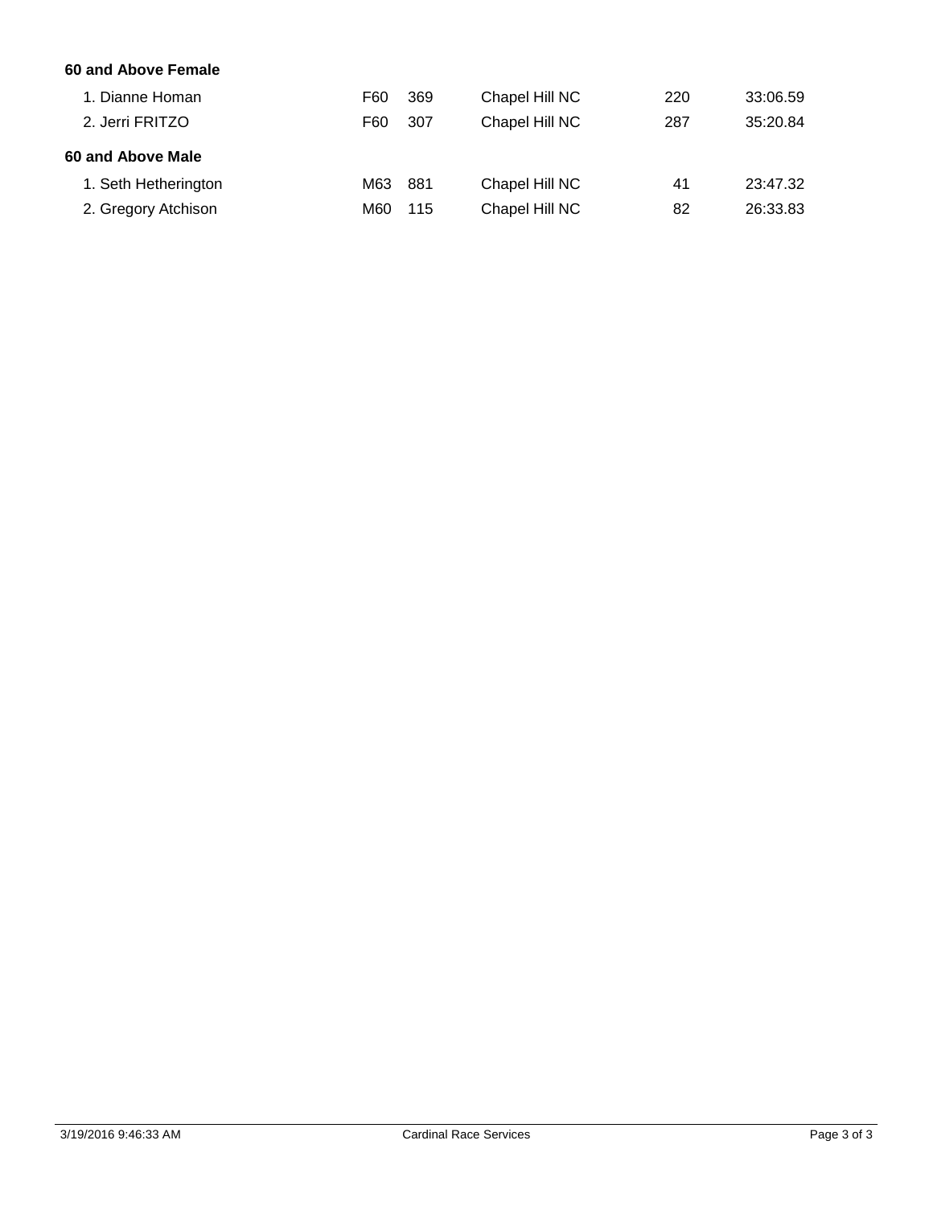**60 and Above Female**

| | | | | | |
|---|---|---|---|---|---|
| 1. Dianne Homan | F60 | 369 | Chapel Hill NC | 220 | 33:06.59 |
| 2. Jerri FRITZO | F60 | 307 | Chapel Hill NC | 287 | 35:20.84 |

**60 and Above Male**

| | | | | | |
|---|---|---|---|---|---|
| 1. Seth Hetherington | M63 | 881 | Chapel Hill NC | 41 | 23:47.32 |
| 2. Gregory Atchison | M60 | 115 | Chapel Hill NC | 82 | 26:33.83 |